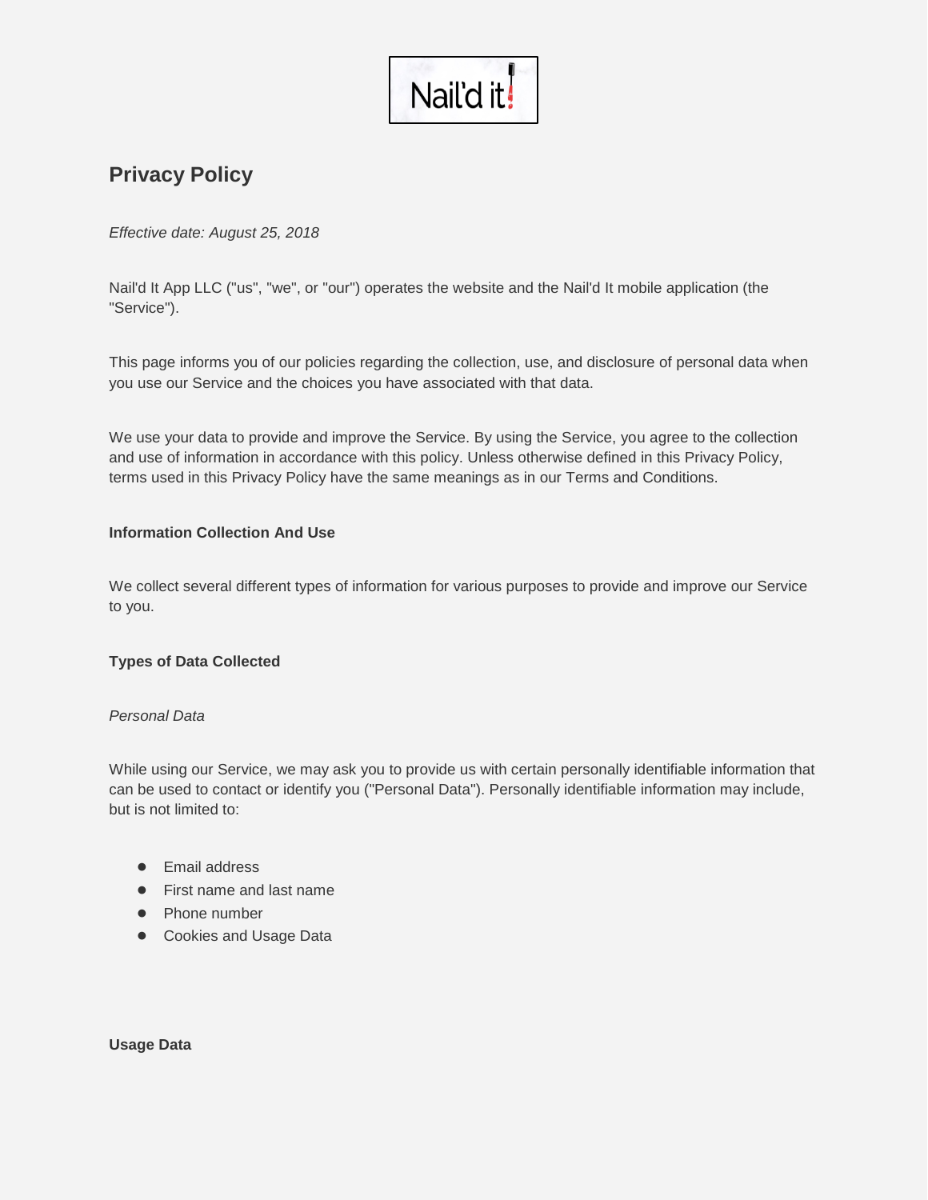# Privacy Policy

*Effective date: August 25, 2018*

Nail'd It App LLC ("us", "we", or "our") operates the website and the Nail'd It mobile application (the "Service").

This page informs you of our policies regarding the collection, use, and disclosure of personal data when you use our Service and the choices you have associated with that data.

We use your data to provide and improve the Service. By using the Service, you agree to the collection and use of information in accordance with this policy. Unless otherwise defined in this Privacy Policy, terms used in this Privacy Policy have the same meanings as in our Terms and Conditions.

**Information Collection And Use**

We collect several different types of information for various purposes to provide and improve our Service to you.

**Types of Data Collected**

*Personal Data*

While using our Service, we may ask you to provide us with certain personally identifiable information that can be used to contact or identify you ("Personal Data"). Personally identifiable information may include, but is not limited to:

- Email address
- First name and last name
- Phone number
- Cookies and Usage Data

**Usage Data**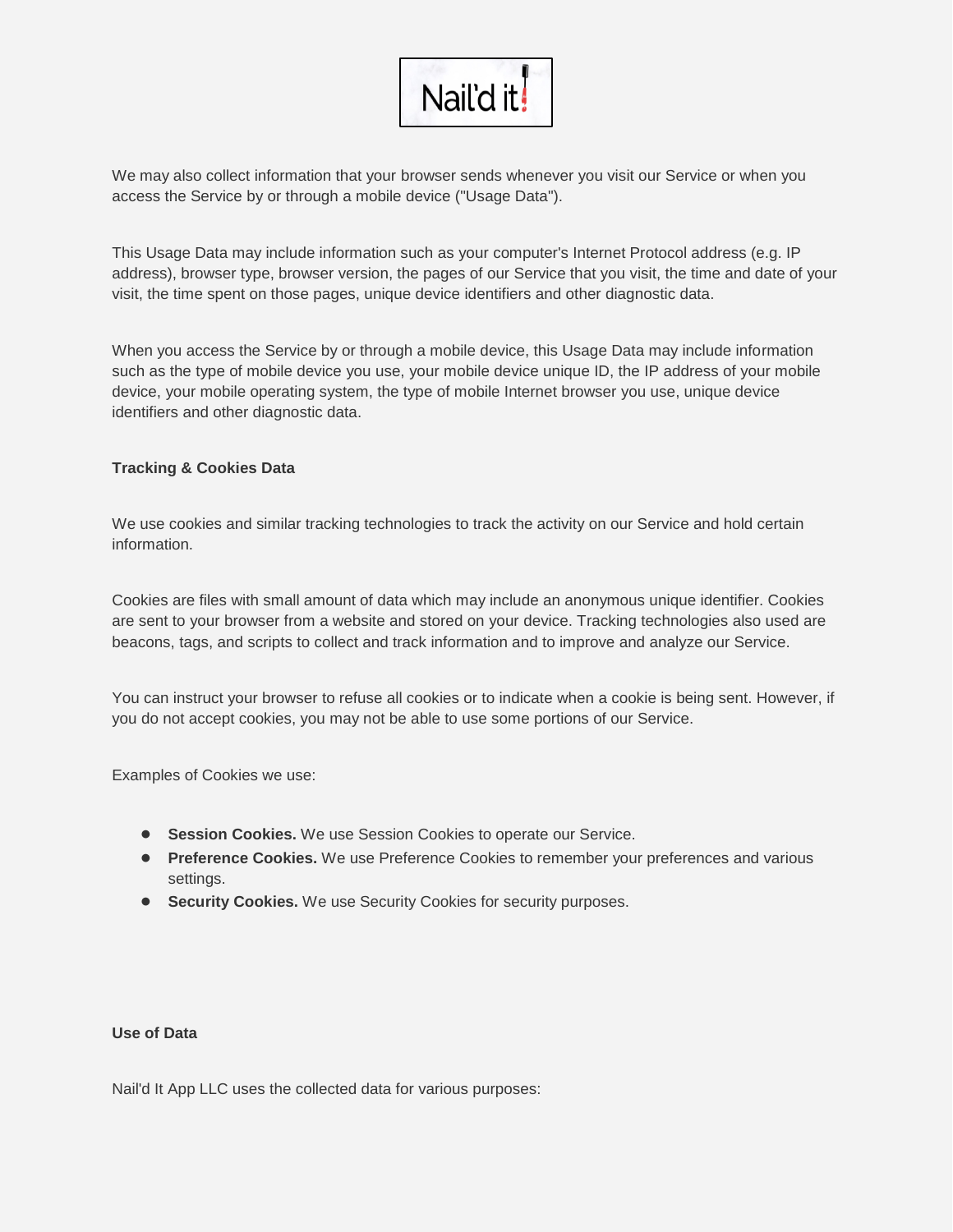We may also collect information that your browser sends whenever you visit our Service or when you access the Service by or through a mobile device ("Usage Data").

This Usage Data may include information such as your computer's Internet Protocol address (e.g. IP address), browser type, browser version, the pages of our Service that you visit, the time and date of your visit, the time spent on those pages, unique device identifiers and other diagnostic data.

When you access the Service by or through a mobile device, this Usage Data may include information such as the type of mobile device you use, your mobile device unique ID, the IP address of your mobile device, your mobile operating system, the type of mobile Internet browser you use, unique device identifiers and other diagnostic data.

**Tracking & Cookies Data**

We use cookies and similar tracking technologies to track the activity on our Service and hold certain information.

Cookies are files with small amount of data which may include an anonymous unique identifier. Cookies are sent to your browser from a website and stored on your device. Tracking technologies also used are beacons, tags, and scripts to collect and track information and to improve and analyze our Service.

You can instruct your browser to refuse all cookies or to indicate when a cookie is being sent. However, if you do not accept cookies, you may not be able to use some portions of our Service.

Examples of Cookies we use:

- **Session Cookies.** We use Session Cookies to operate our Service.
- **Preference Cookies.** We use Preference Cookies to remember your preferences and various settings.
- **Security Cookies.** We use Security Cookies for security purposes.

**Use of Data**

Nail'd It App LLC uses the collected data for various purposes: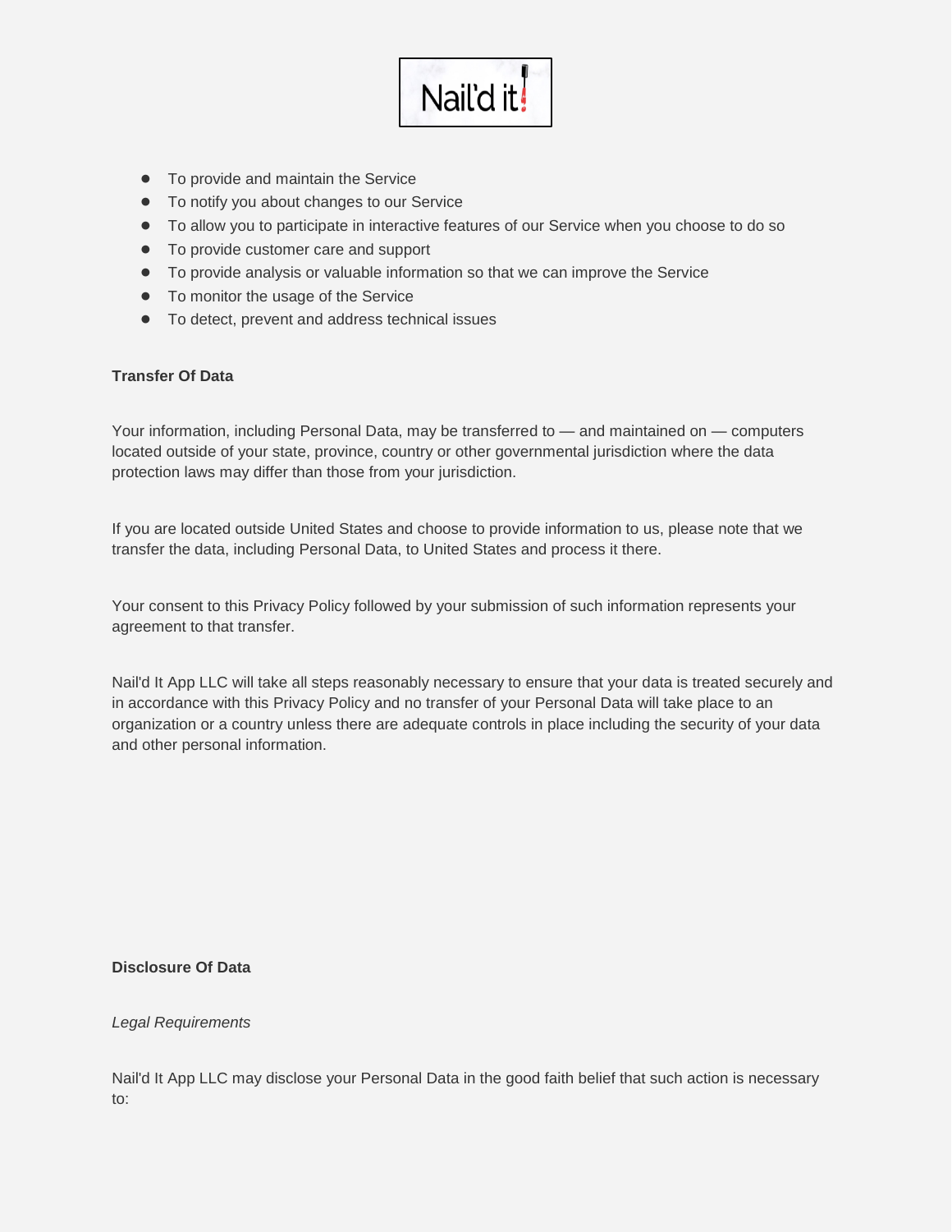- To provide and maintain the Service
- To notify you about changes to our Service
- To allow you to participate in interactive features of our Service when you choose to do so
- To provide customer care and support
- To provide analysis or valuable information so that we can improve the Service
- To monitor the usage of the Service
- To detect, prevent and address technical issues

**Transfer Of Data**

Your information, including Personal Data, may be transferred to — and maintained on — computers located outside of your state, province, country or other governmental jurisdiction where the data protection laws may differ than those from your jurisdiction.

If you are located outside United States and choose to provide information to us, please note that we transfer the data, including Personal Data, to United States and process it there.

Your consent to this Privacy Policy followed by your submission of such information represents your agreement to that transfer.

Nail'd It App LLC will take all steps reasonably necessary to ensure that your data is treated securely and in accordance with this Privacy Policy and no transfer of your Personal Data will take place to an organization or a country unless there are adequate controls in place including the security of your data and other personal information.

**Disclosure Of Data**

*Legal Requirements*

Nail'd It App LLC may disclose your Personal Data in the good faith belief that such action is necessary to: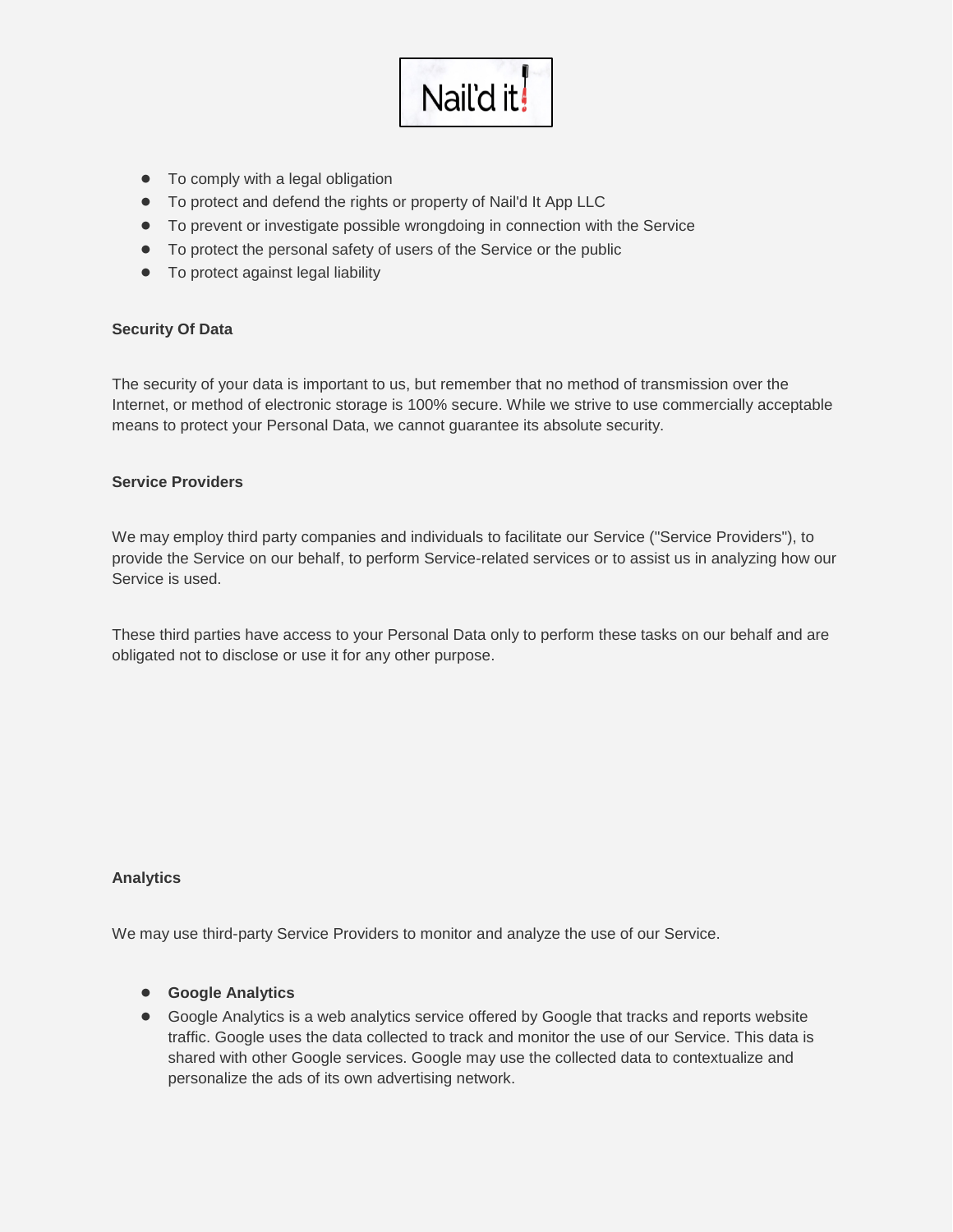- To comply with a legal obligation
- To protect and defend the rights or property of Nail'd It App LLC
- To prevent or investigate possible wrongdoing in connection with the Service
- To protect the personal safety of users of the Service or the public
- To protect against legal liability

**Security Of Data**

The security of your data is important to us, but remember that no method of transmission over the Internet, or method of electronic storage is 100% secure. While we strive to use commercially acceptable means to protect your Personal Data, we cannot guarantee its absolute security.

**Service Providers**

We may employ third party companies and individuals to facilitate our Service ("Service Providers"), to provide the Service on our behalf, to perform Service-related services or to assist us in analyzing how our Service is used.

These third parties have access to your Personal Data only to perform these tasks on our behalf and are obligated not to disclose or use it for any other purpose.

**Analytics**

We may use third-party Service Providers to monitor and analyze the use of our Service.

- **Google Analytics**
- Google Analytics is a web analytics service offered by Google that tracks and reports website traffic. Google uses the data collected to track and monitor the use of our Service. This data is shared with other Google services. Google may use the collected data to contextualize and personalize the ads of its own advertising network.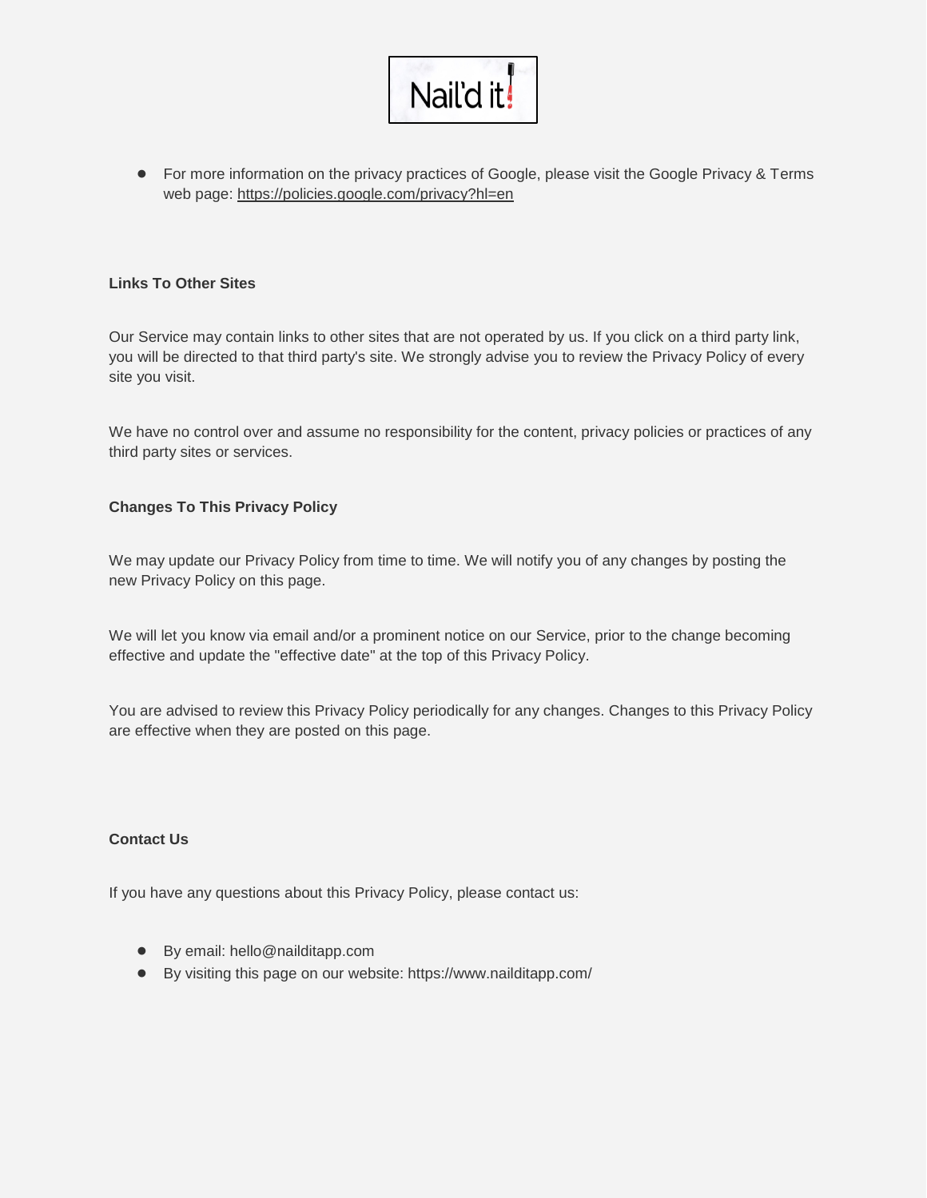- For more information on the privacy practices of Google, please visit the Google Privacy & Terms web page: https://policies.google.com/privacy?hl=en

**Links To Other Sites**

Our Service may contain links to other sites that are not operated by us. If you click on a third party link, you will be directed to that third party's site. We strongly advise you to review the Privacy Policy of every site you visit.

We have no control over and assume no responsibility for the content, privacy policies or practices of any third party sites or services.

**Changes To This Privacy Policy**

We may update our Privacy Policy from time to time. We will notify you of any changes by posting the new Privacy Policy on this page.

We will let you know via email and/or a prominent notice on our Service, prior to the change becoming effective and update the "effective date" at the top of this Privacy Policy.

You are advised to review this Privacy Policy periodically for any changes. Changes to this Privacy Policy are effective when they are posted on this page.

**Contact Us**

If you have any questions about this Privacy Policy, please contact us:

- By email: hello@nailditapp.com
- By visiting this page on our website: https://www.nailditapp.com/